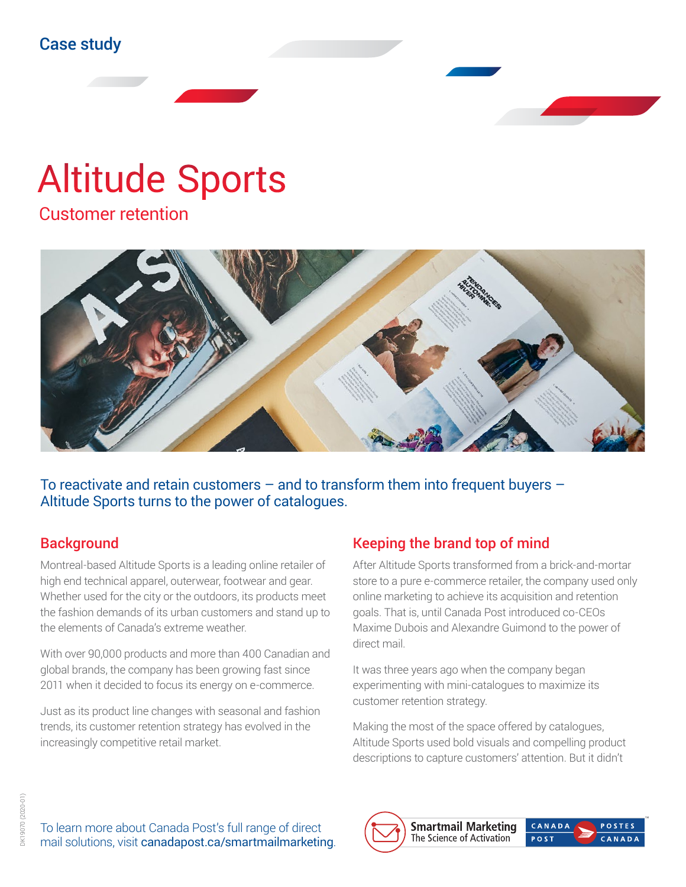Case study

# Altitude Sports

## Customer retention

To reactivate and retain customers – and to transform them into frequent buyers – Altitude Sports turns to the power of catalogues.

### Background

Montreal-based Altitude Sports is a leading online retailer of high end technical apparel, outerwear, footwear and gear. Whether used for the city or the outdoors, its products meet the fashion demands of its urban customers and stand up to the elements of Canada's extreme weather.

With over 90,000 products and more than 400 Canadian and global brands, the company has been growing fast since 2011 when it decided to focus its energy on e-commerce.

Just as its product line changes with seasonal and fashion trends, its customer retention strategy has evolved in the increasingly competitive retail market.

### Keeping the brand top of mind

After Altitude Sports transformed from a brick-and-mortar store to a pure e-commerce retailer, the company used only online marketing to achieve its acquisition and retention goals. That is, until Canada Post introduced co-CEOs Maxime Dubois and Alexandre Guimond to the power of direct mail.

It was three years ago when the company began experimenting with mini-catalogues to maximize its customer retention strategy.

Making the most of the space offered by catalogues, Altitude Sports used bold visuals and compelling product descriptions to capture customers' attention. But it didn't

To learn more about Canada Post's full range of direct mail solutions, visit canadapost.ca/smartmailmarketing.

Smartmail Marketing
The Science of Activation

DK19070 (2020-01)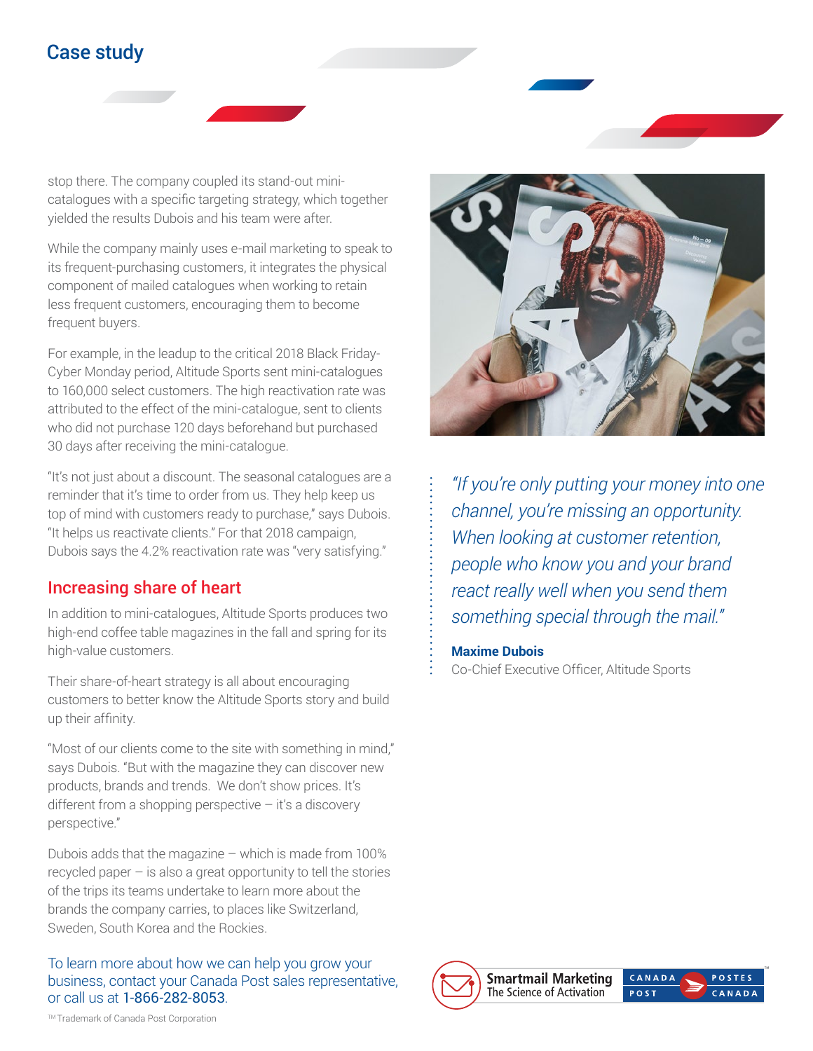stop there. The company coupled its stand-out mini-catalogues with a specific targeting strategy, which together yielded the results Dubois and his team were after.

While the company mainly uses e-mail marketing to speak to its frequent-purchasing customers, it integrates the physical component of mailed catalogues when working to retain less frequent customers, encouraging them to become frequent buyers.

For example, in the leadup to the critical 2018 Black Friday-Cyber Monday period, Altitude Sports sent mini-catalogues to 160,000 select customers. The high reactivation rate was attributed to the effect of the mini-catalogue, sent to clients who did not purchase 120 days beforehand but purchased 30 days after receiving the mini-catalogue.

"It's not just about a discount. The seasonal catalogues are a reminder that it's time to order from us. They help keep us top of mind with customers ready to purchase," says Dubois. "It helps us reactivate clients." For that 2018 campaign, Dubois says the 4.2% reactivation rate was "very satisfying."

## Increasing share of heart

In addition to mini-catalogues, Altitude Sports produces two high-end coffee table magazines in the fall and spring for its high-value customers.

Their share-of-heart strategy is all about encouraging customers to better know the Altitude Sports story and build up their affinity.

"Most of our clients come to the site with something in mind," says Dubois. "But with the magazine they can discover new products, brands and trends. We don't show prices. It's different from a shopping perspective – it's a discovery perspective."

Dubois adds that the magazine – which is made from 100% recycled paper – is also a great opportunity to tell the stories of the trips its teams undertake to learn more about the brands the company carries, to places like Switzerland, Sweden, South Korea and the Rockies.

*"If you're only putting your money into one channel, you're missing an opportunity. When looking at customer retention, people who know you and your brand react really well when you send them something special through the mail."*

**Maxime Dubois**
Co-Chief Executive Officer, Altitude Sports

To learn more about how we can help you grow your business, contact your Canada Post sales representative, or call us at 1-866-282-8053.

Smartmail Marketing The Science of Activation

CANADA POST POSTES CANADA

™ Trademark of Canada Post Corporation